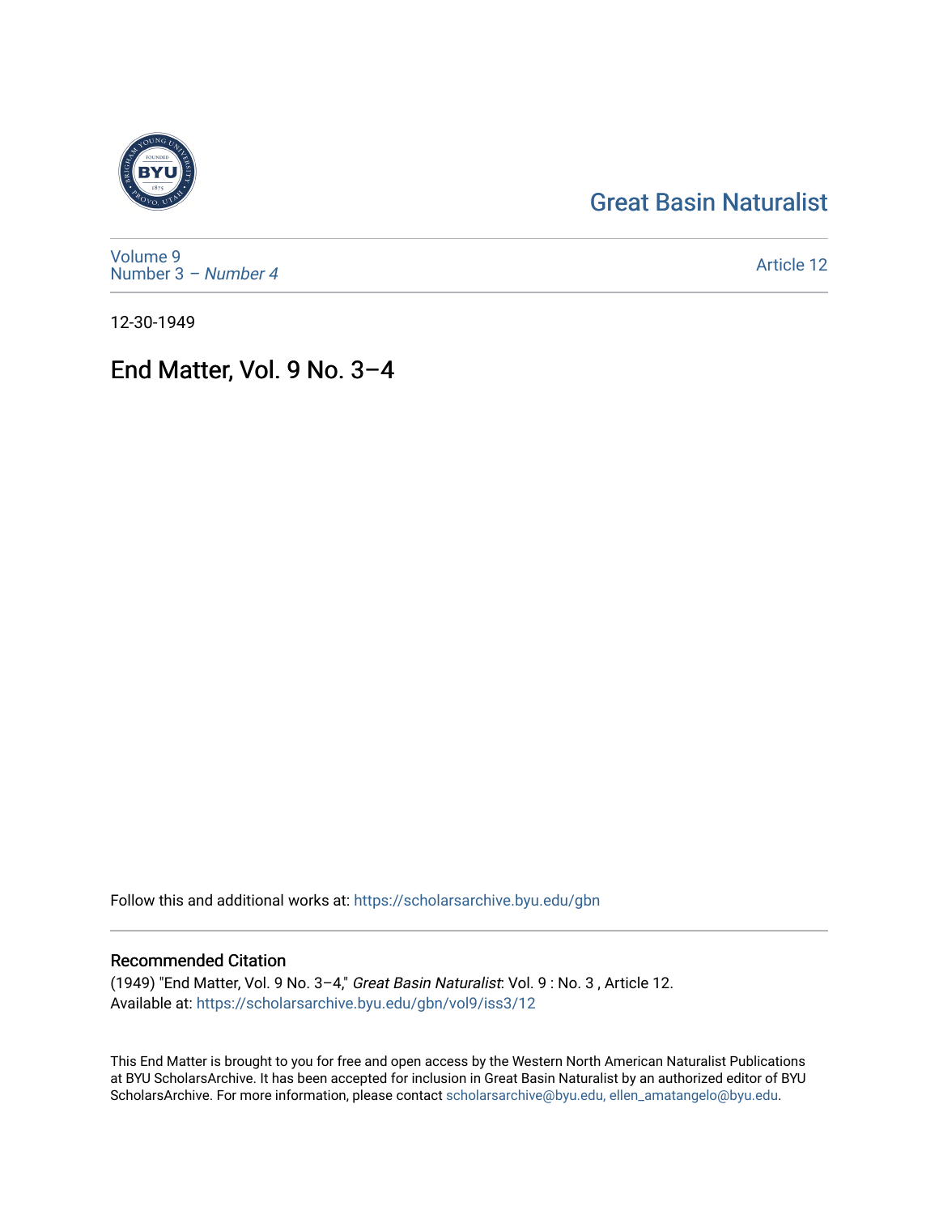Great Basin Naturalist

Volume 9
Number 3 – *Number 4*

Article 12

12-30-1949

# End Matter, Vol. 9 No. 3–4

Follow this and additional works at: https://scholarsarchive.byu.edu/gbn

## Recommended Citation

(1949) "End Matter, Vol. 9 No. 3–4," *Great Basin Naturalist*: Vol. 9 : No. 3 , Article 12.
Available at: https://scholarsarchive.byu.edu/gbn/vol9/iss3/12

This End Matter is brought to you for free and open access by the Western North American Naturalist Publications at BYU ScholarsArchive. It has been accepted for inclusion in Great Basin Naturalist by an authorized editor of BYU ScholarsArchive. For more information, please contact scholarsarchive@byu.edu, ellen_amatangelo@byu.edu.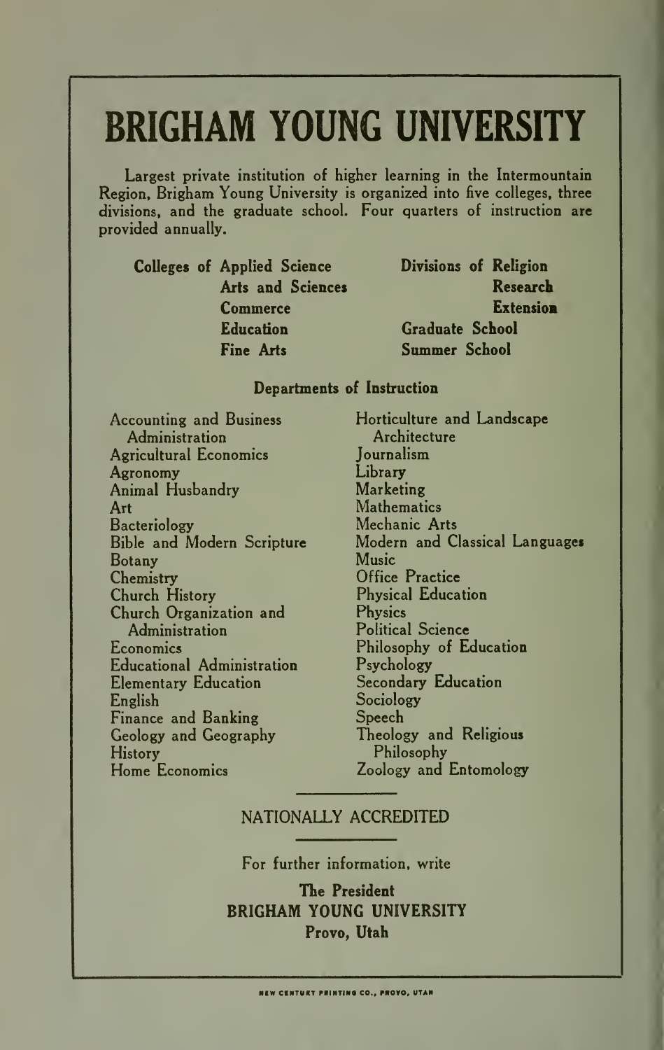# BRIGHAM YOUNG UNIVERSITY

Largest private institution of higher learning in the Intermountain Region, Brigham Young University is organized into five colleges, three divisions, and the graduate school. Four quarters of instruction are provided annually.

**Colleges of** **Applied Science**
**Arts and Sciences**
**Commerce**
**Education**
**Fine Arts**

**Divisions of** **Religion**
**Research**
**Extension**
**Graduate School**
**Summer School**

**Departments of Instruction**

- Accounting and Business Administration
- Agricultural Economics
- Agronomy
- Animal Husbandry
- Art
- Bacteriology
- Bible and Modern Scripture
- Botany
- Chemistry
- Church History
- Church Organization and Administration
- Economics
- Educational Administration
- Elementary Education
- English
- Finance and Banking
- Geology and Geography
- History
- Home Economics
- Horticulture and Landscape Architecture
- Journalism
- Library
- Marketing
- Mathematics
- Mechanic Arts
- Modern and Classical Languages
- Music
- Office Practice
- Physical Education
- Physics
- Political Science
- Philosophy of Education
- Psychology
- Secondary Education
- Sociology
- Speech
- Theology and Religious Philosophy
- Zoology and Entomology

NATIONALLY ACCREDITED

For further information, write

**The President**
**BRIGHAM YOUNG UNIVERSITY**
**Provo, Utah**

NEW CENTURY PRINTING CO., PROVO, UTAH